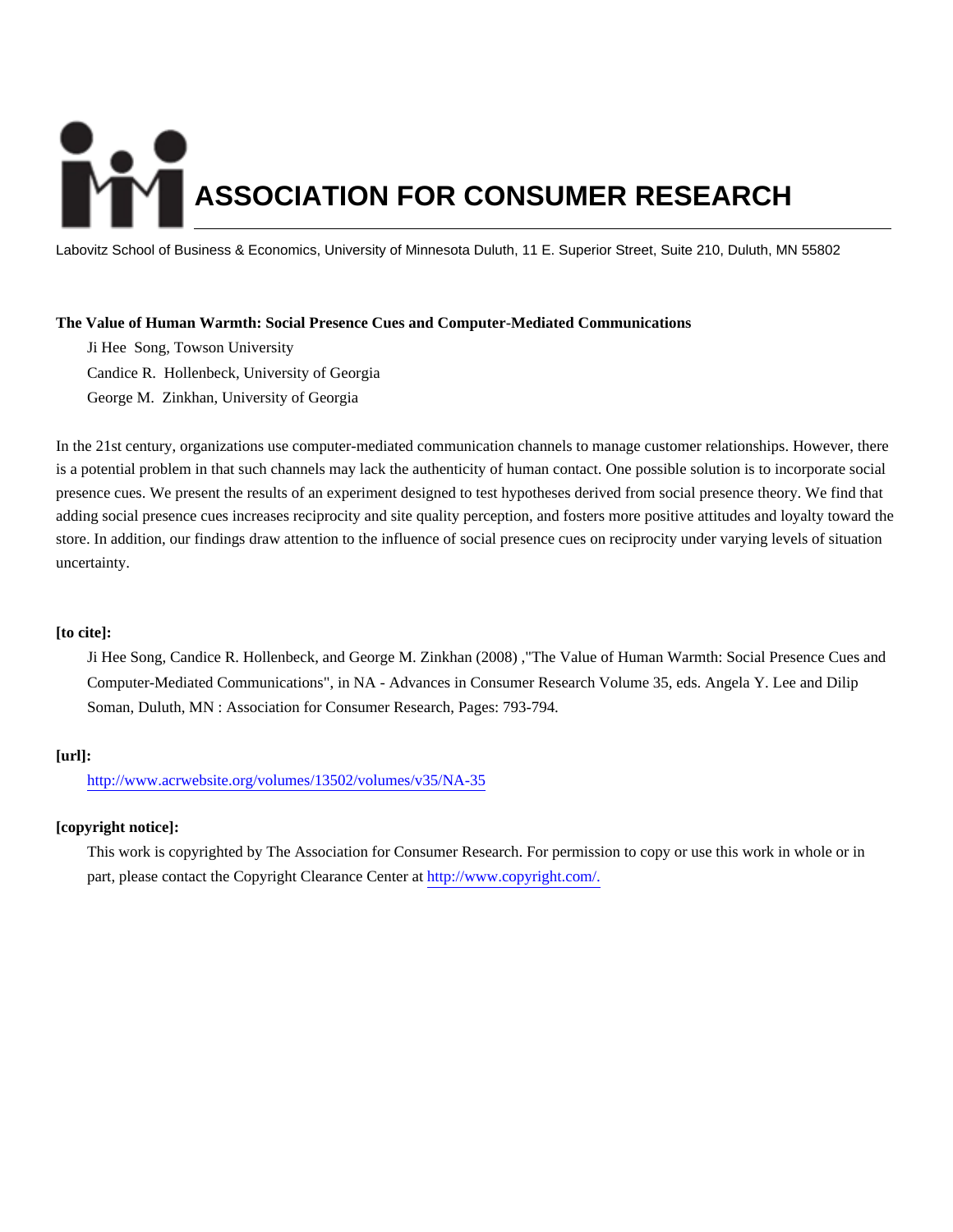# ASSOCIATION FOR CONSUMER RESEARCH

Labovitz School of Business & Economics, University of Minnesota Duluth, 11 E. Superior Street, Suite 210, Duluth, MN 55802

**The Value of Human Warmth: Social Presence Cues and Computer-Mediated Communications**

Ji Hee Song, Towson University

Candice R. Hollenbeck, University of Georgia

George M. Zinkhan, University of Georgia

In the 21st century, organizations use computer-mediated communication channels to manage customer relationships. However, there is a potential problem in that such channels may lack the authenticity of human contact. One possible solution is to incorporate social presence cues. We present the results of an experiment designed to test hypotheses derived from social presence theory. We find that adding social presence cues increases reciprocity and site quality perception, and fosters more positive attitudes and loyalty toward the store. In addition, our findings draw attention to the influence of social presence cues on reciprocity under varying levels of situation uncertainty.

**[to cite]:**

Ji Hee Song, Candice R. Hollenbeck, and George M. Zinkhan (2008) ,"The Value of Human Warmth: Social Presence Cues and Computer-Mediated Communications", in NA - Advances in Consumer Research Volume 35, eds. Angela Y. Lee and Dilip Soman, Duluth, MN : Association for Consumer Research, Pages: 793-794.

**[url]:**

http://www.acrwebsite.org/volumes/13502/volumes/v35/NA-35

**[copyright notice]:**

This work is copyrighted by The Association for Consumer Research. For permission to copy or use this work in whole or in part, please contact the Copyright Clearance Center at http://www.copyright.com/.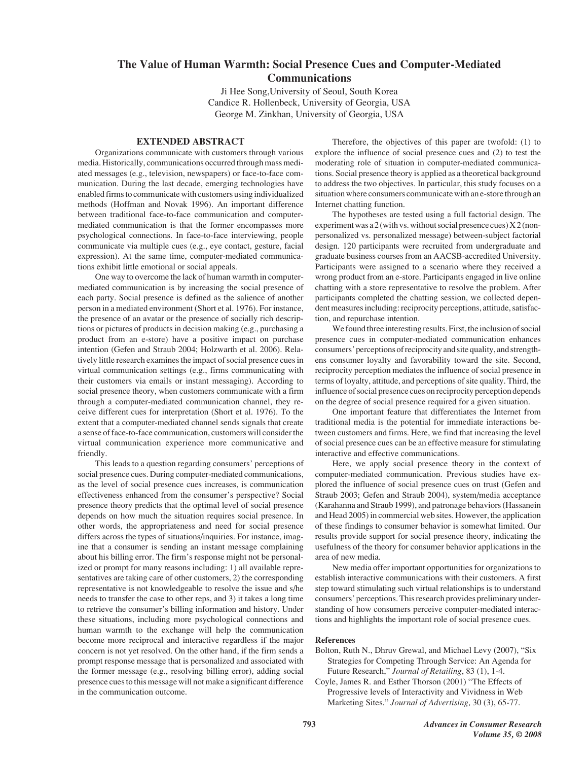# The Value of Human Warmth: Social Presence Cues and Computer-Mediated Communications

Ji Hee Song, University of Seoul, South Korea
Candice R. Hollenbeck, University of Georgia, USA
George M. Zinkhan, University of Georgia, USA

## EXTENDED ABSTRACT

Organizations communicate with customers through various media. Historically, communications occurred through mass mediated messages (e.g., television, newspapers) or face-to-face communication. During the last decade, emerging technologies have enabled firms to communicate with customers using individualized methods (Hoffman and Novak 1996). An important difference between traditional face-to-face communication and computer-mediated communication is that the former encompasses more psychological connections. In face-to-face interviewing, people communicate via multiple cues (e.g., eye contact, gesture, facial expression). At the same time, computer-mediated communications exhibit little emotional or social appeals.

One way to overcome the lack of human warmth in computer-mediated communication is by increasing the social presence of each party. Social presence is defined as the salience of another person in a mediated environment (Short et al. 1976). For instance, the presence of an avatar or the presence of socially rich descriptions or pictures of products in decision making (e.g., purchasing a product from an e-store) have a positive impact on purchase intention (Gefen and Straub 2004; Holzwarth et al. 2006). Relatively little research examines the impact of social presence cues in virtual communication settings (e.g., firms communicating with their customers via emails or instant messaging). According to social presence theory, when customers communicate with a firm through a computer-mediated communication channel, they receive different cues for interpretation (Short et al. 1976). To the extent that a computer-mediated channel sends signals that create a sense of face-to-face communication, customers will consider the virtual communication experience more communicative and friendly.

This leads to a question regarding consumers' perceptions of social presence cues. During computer-mediated communications, as the level of social presence cues increases, is communication effectiveness enhanced from the consumer's perspective? Social presence theory predicts that the optimal level of social presence depends on how much the situation requires social presence. In other words, the appropriateness and need for social presence differs across the types of situations/inquiries. For instance, imagine that a consumer is sending an instant message complaining about his billing error. The firm's response might not be personalized or prompt for many reasons including: 1) all available representatives are taking care of other customers, 2) the corresponding representative is not knowledgeable to resolve the issue and s/he needs to transfer the case to other reps, and 3) it takes a long time to retrieve the consumer's billing information and history. Under these situations, including more psychological connections and human warmth to the exchange will help the communication become more reciprocal and interactive regardless if the major concern is not yet resolved. On the other hand, if the firm sends a prompt response message that is personalized and associated with the former message (e.g., resolving billing error), adding social presence cues to this message will not make a significant difference in the communication outcome.

Therefore, the objectives of this paper are twofold: (1) to explore the influence of social presence cues and (2) to test the moderating role of situation in computer-mediated communications. Social presence theory is applied as a theoretical background to address the two objectives. In particular, this study focuses on a situation where consumers communicate with an e-store through an Internet chatting function.

The hypotheses are tested using a full factorial design. The experiment was a 2 (with vs. without social presence cues) X 2 (non-personalized vs. personalized message) between-subject factorial design. 120 participants were recruited from undergraduate and graduate business courses from an AACSB-accredited University. Participants were assigned to a scenario where they received a wrong product from an e-store. Participants engaged in live online chatting with a store representative to resolve the problem. After participants completed the chatting session, we collected dependent measures including: reciprocity perceptions, attitude, satisfaction, and repurchase intention.

We found three interesting results. First, the inclusion of social presence cues in computer-mediated communication enhances consumers' perceptions of reciprocity and site quality, and strengthens consumer loyalty and favorability toward the site. Second, reciprocity perception mediates the influence of social presence in terms of loyalty, attitude, and perceptions of site quality. Third, the influence of social presence cues on reciprocity perception depends on the degree of social presence required for a given situation.

One important feature that differentiates the Internet from traditional media is the potential for immediate interactions between customers and firms. Here, we find that increasing the level of social presence cues can be an effective measure for stimulating interactive and effective communications.

Here, we apply social presence theory in the context of computer-mediated communication. Previous studies have explored the influence of social presence cues on trust (Gefen and Straub 2003; Gefen and Straub 2004), system/media acceptance (Karahanna and Straub 1999), and patronage behaviors (Hassanein and Head 2005) in commercial web sites. However, the application of these findings to consumer behavior is somewhat limited. Our results provide support for social presence theory, indicating the usefulness of the theory for consumer behavior applications in the area of new media.

New media offer important opportunities for organizations to establish interactive communications with their customers. A first step toward stimulating such virtual relationships is to understand consumers' perceptions. This research provides preliminary understanding of how consumers perceive computer-mediated interactions and highlights the important role of social presence cues.

### References

Bolton, Ruth N., Dhruv Grewal, and Michael Levy (2007), "Six Strategies for Competing Through Service: An Agenda for Future Research," *Journal of Retailing*, 83 (1), 1-4.

Coyle, James R. and Esther Thorson (2001) "The Effects of Progressive levels of Interactivity and Vividness in Web Marketing Sites." *Journal of Advertising,* 30 (3), 65-77.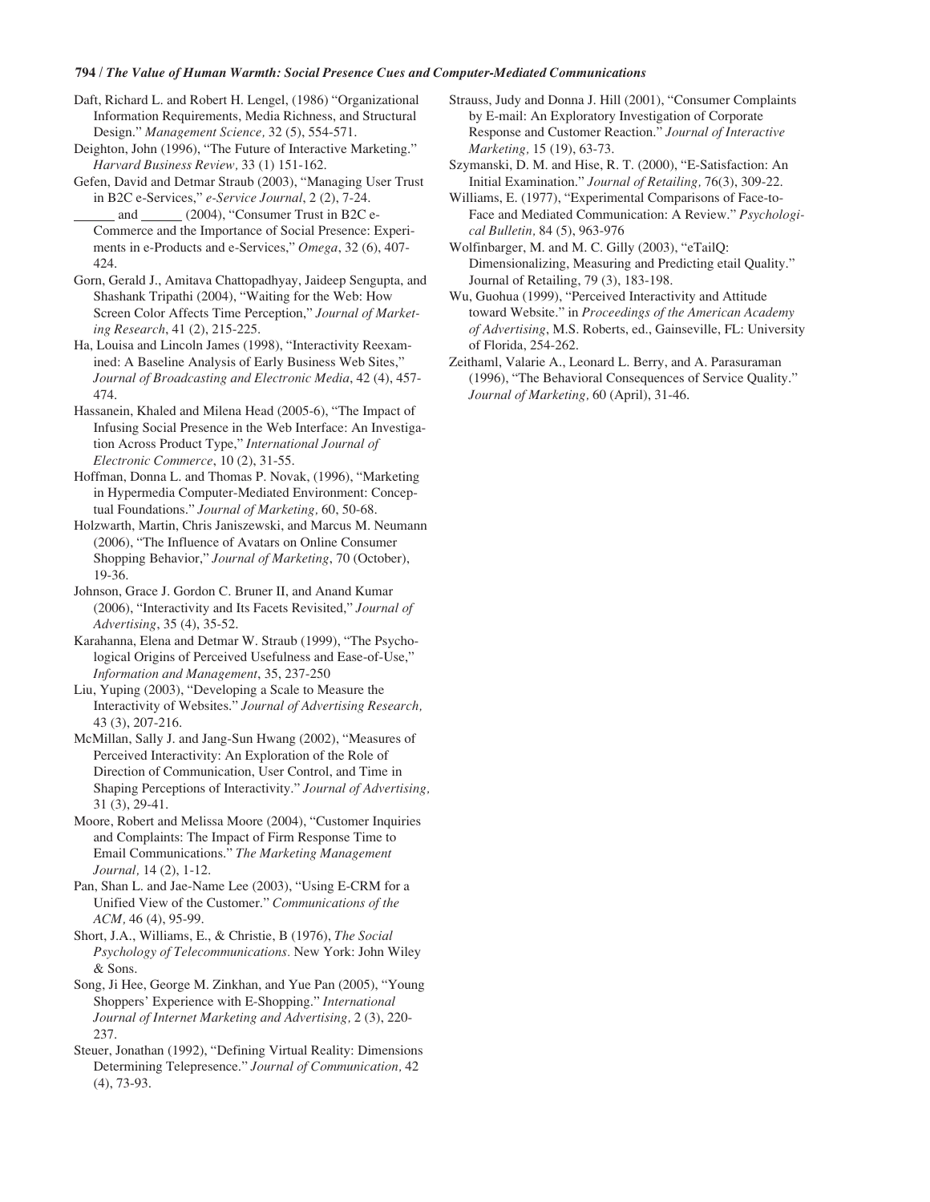Daft, Richard L. and Robert H. Lengel, (1986) "Organizational Information Requirements, Media Richness, and Structural Design." *Management Science,* 32 (5), 554-571.

Deighton, John (1996), "The Future of Interactive Marketing." *Harvard Business Review,* 33 (1) 151-162.

Gefen, David and Detmar Straub (2003), "Managing User Trust in B2C e-Services," *e-Service Journal*, 2 (2), 7-24.

______ and ______ (2004), "Consumer Trust in B2C e-Commerce and the Importance of Social Presence: Experiments in e-Products and e-Services," *Omega*, 32 (6), 407-424.

Gorn, Gerald J., Amitava Chattopadhyay, Jaideep Sengupta, and Shashank Tripathi (2004), "Waiting for the Web: How Screen Color Affects Time Perception," *Journal of Marketing Research*, 41 (2), 215-225.

Ha, Louisa and Lincoln James (1998), "Interactivity Reexamined: A Baseline Analysis of Early Business Web Sites," *Journal of Broadcasting and Electronic Media*, 42 (4), 457-474.

Hassanein, Khaled and Milena Head (2005-6), "The Impact of Infusing Social Presence in the Web Interface: An Investigation Across Product Type," *International Journal of Electronic Commerce*, 10 (2), 31-55.

Hoffman, Donna L. and Thomas P. Novak, (1996), "Marketing in Hypermedia Computer-Mediated Environment: Conceptual Foundations." *Journal of Marketing,* 60, 50-68.

Holzwarth, Martin, Chris Janiszewski, and Marcus M. Neumann (2006), "The Influence of Avatars on Online Consumer Shopping Behavior," *Journal of Marketing*, 70 (October), 19-36.

Johnson, Grace J. Gordon C. Bruner II, and Anand Kumar (2006), "Interactivity and Its Facets Revisited," *Journal of Advertising*, 35 (4), 35-52.

Karahanna, Elena and Detmar W. Straub (1999), "The Psychological Origins of Perceived Usefulness and Ease-of-Use," *Information and Management*, 35, 237-250

Liu, Yuping (2003), "Developing a Scale to Measure the Interactivity of Websites." *Journal of Advertising Research,* 43 (3), 207-216.

McMillan, Sally J. and Jang-Sun Hwang (2002), "Measures of Perceived Interactivity: An Exploration of the Role of Direction of Communication, User Control, and Time in Shaping Perceptions of Interactivity." *Journal of Advertising,* 31 (3), 29-41.

Moore, Robert and Melissa Moore (2004), "Customer Inquiries and Complaints: The Impact of Firm Response Time to Email Communications." *The Marketing Management Journal,* 14 (2), 1-12.

Pan, Shan L. and Jae-Name Lee (2003), "Using E-CRM for a Unified View of the Customer." *Communications of the ACM,* 46 (4), 95-99.

Short, J.A., Williams, E., & Christie, B (1976), *The Social Psychology of Telecommunications.* New York: John Wiley & Sons.

Song, Ji Hee, George M. Zinkhan, and Yue Pan (2005), "Young Shoppers' Experience with E-Shopping." *International Journal of Internet Marketing and Advertising,* 2 (3), 220-237.

Steuer, Jonathan (1992), "Defining Virtual Reality: Dimensions Determining Telepresence." *Journal of Communication,* 42 (4), 73-93.

Strauss, Judy and Donna J. Hill (2001), "Consumer Complaints by E-mail: An Exploratory Investigation of Corporate Response and Customer Reaction." *Journal of Interactive Marketing,* 15 (19), 63-73.

Szymanski, D. M. and Hise, R. T. (2000), "E-Satisfaction: An Initial Examination." *Journal of Retailing,* 76(3), 309-22.

Williams, E. (1977), "Experimental Comparisons of Face-to-Face and Mediated Communication: A Review." *Psychological Bulletin,* 84 (5), 963-976

Wolfinbarger, M. and M. C. Gilly (2003), "eTailQ: Dimensionalizing, Measuring and Predicting etail Quality." Journal of Retailing, 79 (3), 183-198.

Wu, Guohua (1999), "Perceived Interactivity and Attitude toward Website." in *Proceedings of the American Academy of Advertising*, M.S. Roberts, ed., Gainseville, FL: University of Florida, 254-262.

Zeithaml, Valarie A., Leonard L. Berry, and A. Parasuraman (1996), "The Behavioral Consequences of Service Quality." *Journal of Marketing,* 60 (April), 31-46.